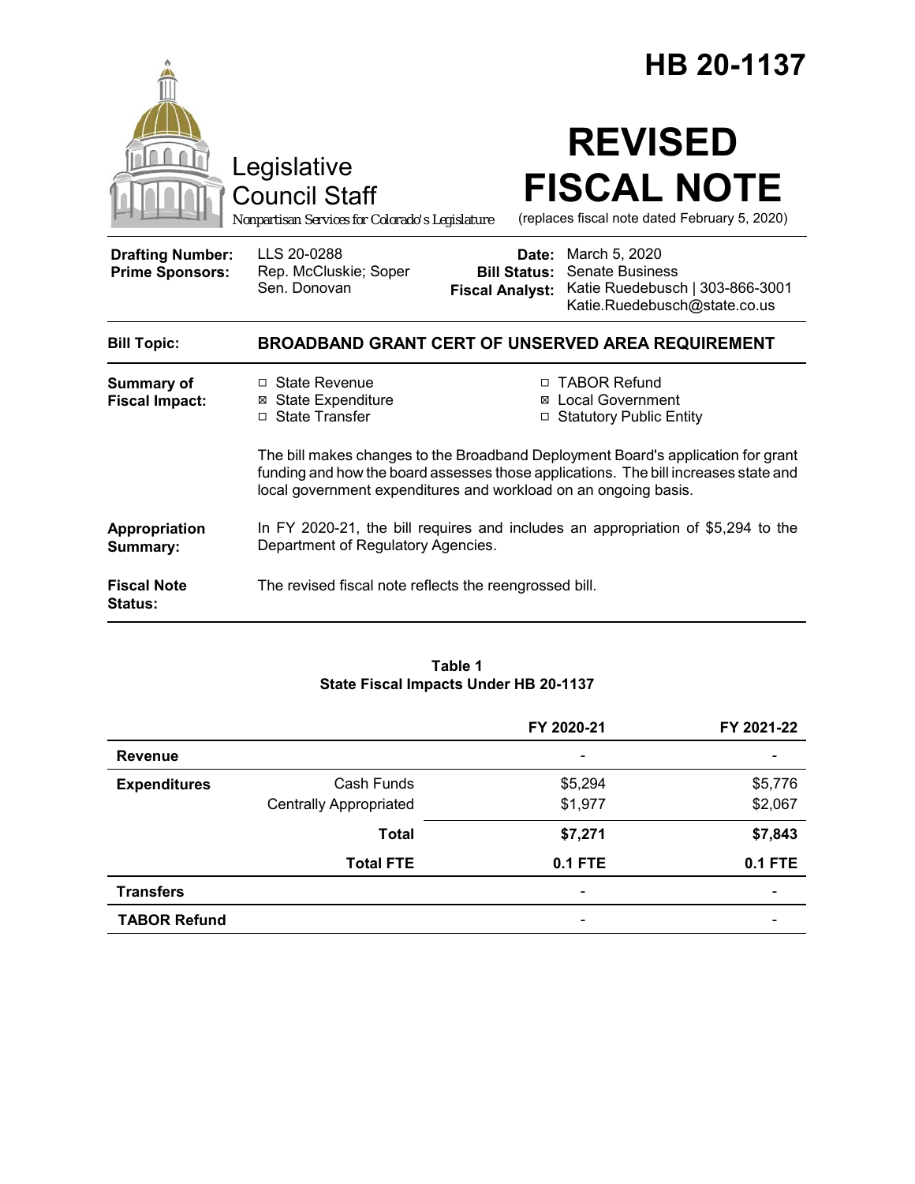# HB 20-1137

Legislative Council Staff

*Nonpartisan Services for Colorado's Legislature*

# REVISED FISCAL NOTE

(replaces fiscal note dated February 5, 2020)

| | | | |
|---|---|---|---|
| **Drafting Number:** | LLS 20-0288 | **Date:** | March 5, 2020 |
| **Prime Sponsors:** | Rep. McCluskie; Soper<br>Sen. Donovan | **Bill Status:** | Senate Business |
| | | **Fiscal Analyst:** | Katie Ruedebusch \| 303-866-3001<br>Katie.Ruedebusch@state.co.us |

**Bill Topic:** **BROADBAND GRANT CERT OF UNSERVED AREA REQUIREMENT**

**Summary of Fiscal Impact:**

- ☐ State Revenue
- ☒ State Expenditure
- ☐ State Transfer
- ☐ TABOR Refund
- ☒ Local Government
- ☐ Statutory Public Entity

The bill makes changes to the Broadband Deployment Board's application for grant funding and how the board assesses those applications. The bill increases state and local government expenditures and workload on an ongoing basis.

**Appropriation Summary:** In FY 2020-21, the bill requires and includes an appropriation of $5,294 to the Department of Regulatory Agencies.

**Fiscal Note Status:** The revised fiscal note reflects the reengrossed bill.

**Table 1**
**State Fiscal Impacts Under HB 20-1137**

| | | FY 2020-21 | FY 2021-22 |
|---|---|---|---|
| **Revenue** | | - | - |
| **Expenditures** | Cash Funds | $5,294 | $5,776 |
| | Centrally Appropriated | $1,977 | $2,067 |
| | **Total** | **$7,271** | **$7,843** |
| | **Total FTE** | **0.1 FTE** | **0.1 FTE** |
| **Transfers** | | - | - |
| **TABOR Refund** | | - | - |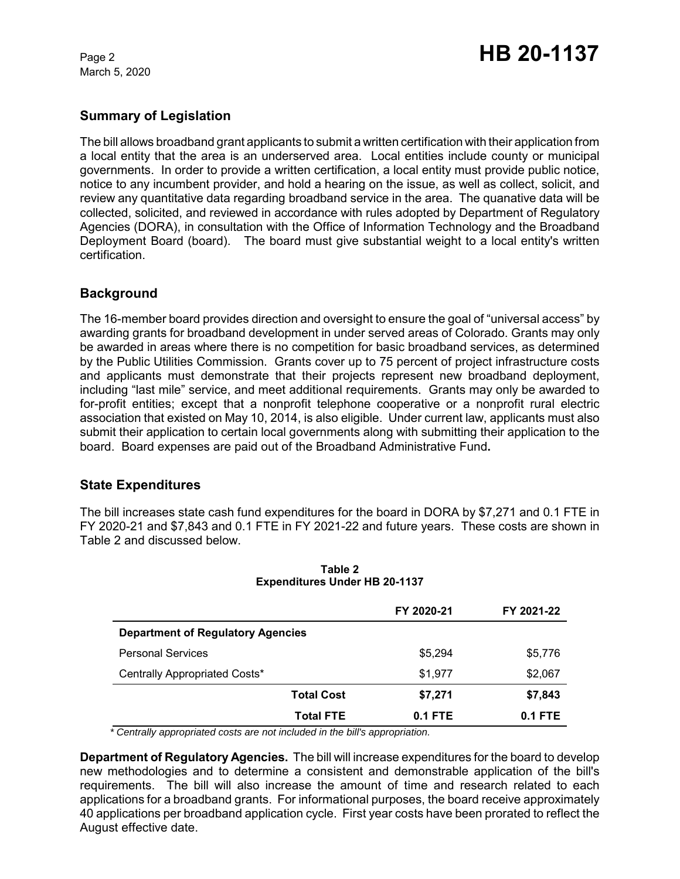## Summary of Legislation

The bill allows broadband grant applicants to submit a written certification with their application from a local entity that the area is an underserved area. Local entities include county or municipal governments. In order to provide a written certification, a local entity must provide public notice, notice to any incumbent provider, and hold a hearing on the issue, as well as collect, solicit, and review any quantitative data regarding broadband service in the area. The quanative data will be collected, solicited, and reviewed in accordance with rules adopted by Department of Regulatory Agencies (DORA), in consultation with the Office of Information Technology and the Broadband Deployment Board (board). The board must give substantial weight to a local entity's written certification.

## Background

The 16-member board provides direction and oversight to ensure the goal of "universal access" by awarding grants for broadband development in under served areas of Colorado. Grants may only be awarded in areas where there is no competition for basic broadband services, as determined by the Public Utilities Commission. Grants cover up to 75 percent of project infrastructure costs and applicants must demonstrate that their projects represent new broadband deployment, including "last mile" service, and meet additional requirements. Grants may only be awarded to for-profit entities; except that a nonprofit telephone cooperative or a nonprofit rural electric association that existed on May 10, 2014, is also eligible. Under current law, applicants must also submit their application to certain local governments along with submitting their application to the board. Board expenses are paid out of the Broadband Administrative Fund**.**

## State Expenditures

The bill increases state cash fund expenditures for the board in DORA by $7,271 and 0.1 FTE in FY 2020-21 and $7,843 and 0.1 FTE in FY 2021-22 and future years. These costs are shown in Table 2 and discussed below.

**Table 2**
**Expenditures Under HB 20-1137**

| | FY 2020-21 | FY 2021-22 |
|---|---|---|
| **Department of Regulatory Agencies** | | |
| Personal Services | $5,294 | $5,776 |
| Centrally Appropriated Costs* | $1,977 | $2,067 |
| **Total Cost** | **$7,271** | **$7,843** |
| **Total FTE** | **0.1 FTE** | **0.1 FTE** |

*\* Centrally appropriated costs are not included in the bill's appropriation.*

**Department of Regulatory Agencies.** The bill will increase expenditures for the board to develop new methodologies and to determine a consistent and demonstrable application of the bill's requirements. The bill will also increase the amount of time and research related to each applications for a broadband grants. For informational purposes, the board receive approximately 40 applications per broadband application cycle. First year costs have been prorated to reflect the August effective date.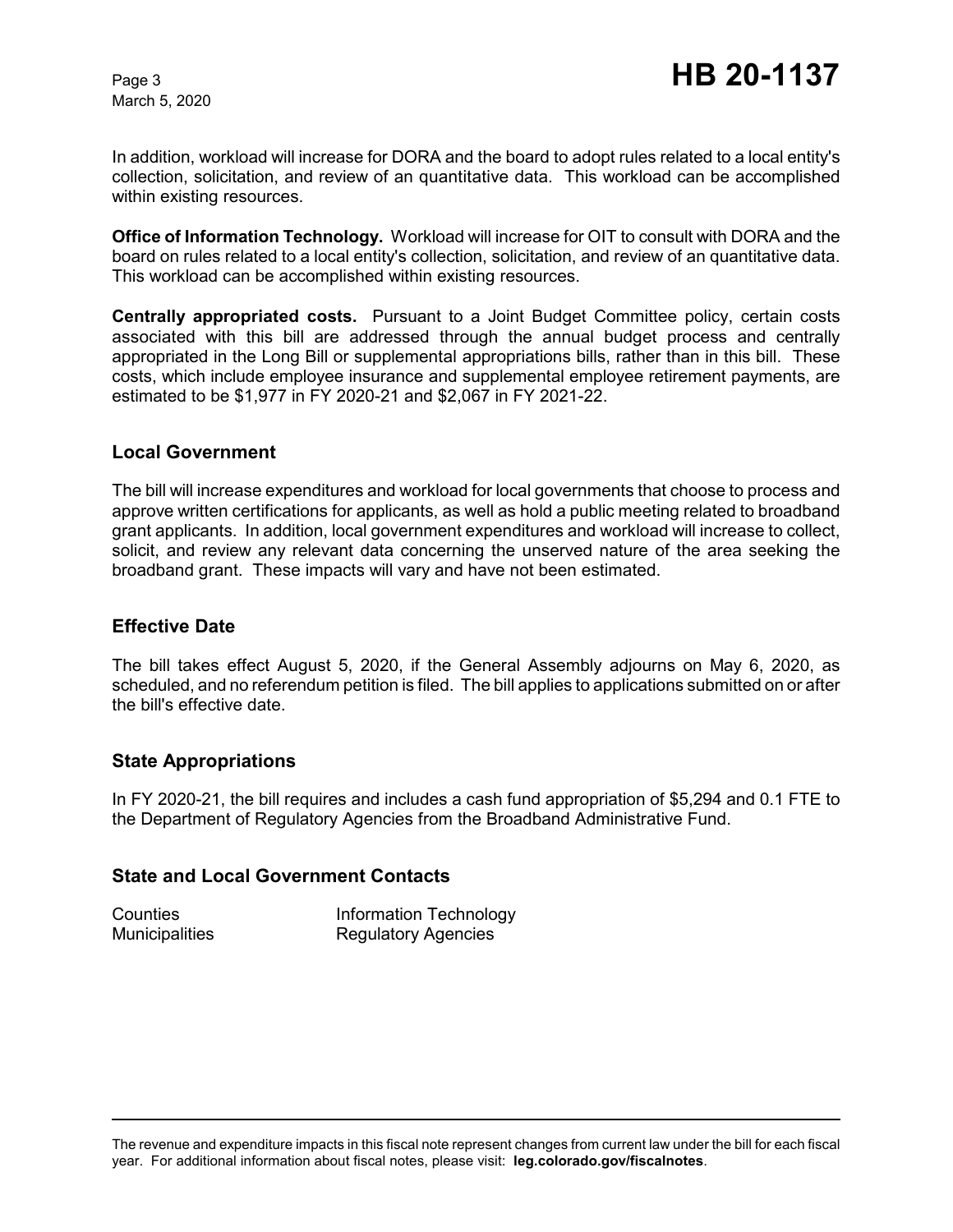In addition, workload will increase for DORA and the board to adopt rules related to a local entity's collection, solicitation, and review of an quantitative data. This workload can be accomplished within existing resources.

**Office of Information Technology.** Workload will increase for OIT to consult with DORA and the board on rules related to a local entity's collection, solicitation, and review of an quantitative data. This workload can be accomplished within existing resources.

**Centrally appropriated costs.** Pursuant to a Joint Budget Committee policy, certain costs associated with this bill are addressed through the annual budget process and centrally appropriated in the Long Bill or supplemental appropriations bills, rather than in this bill. These costs, which include employee insurance and supplemental employee retirement payments, are estimated to be $1,977 in FY 2020-21 and $2,067 in FY 2021-22.

## Local Government

The bill will increase expenditures and workload for local governments that choose to process and approve written certifications for applicants, as well as hold a public meeting related to broadband grant applicants. In addition, local government expenditures and workload will increase to collect, solicit, and review any relevant data concerning the unserved nature of the area seeking the broadband grant. These impacts will vary and have not been estimated.

## Effective Date

The bill takes effect August 5, 2020, if the General Assembly adjourns on May 6, 2020, as scheduled, and no referendum petition is filed. The bill applies to applications submitted on or after the bill's effective date.

## State Appropriations

In FY 2020-21, the bill requires and includes a cash fund appropriation of $5,294 and 0.1 FTE to the Department of Regulatory Agencies from the Broadband Administrative Fund.

## State and Local Government Contacts

| | |
|---|---|
| Counties | Information Technology |
| Municipalities | Regulatory Agencies |

The revenue and expenditure impacts in this fiscal note represent changes from current law under the bill for each fiscal year. For additional information about fiscal notes, please visit: **leg.colorado.gov/fiscalnotes**.